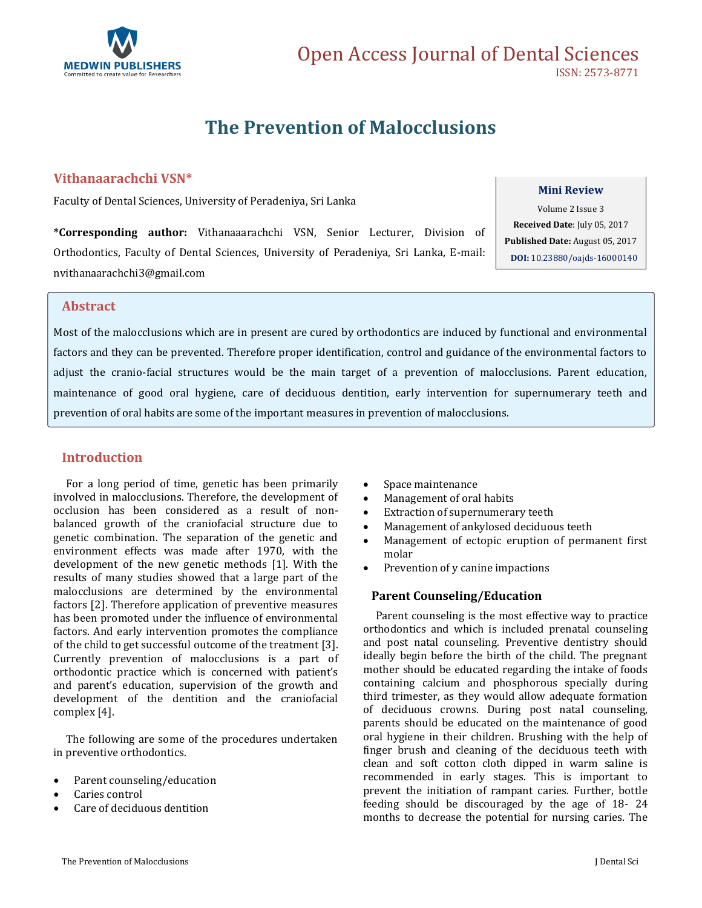# The Prevention of Malocclusions

**Vithanaarachchi VSN***

Faculty of Dental Sciences, University of Peradeniya, Sri Lanka

***Corresponding author:** Vithanaaarachchi VSN, Senior Lecturer, Division of Orthodontics, Faculty of Dental Sciences, University of Peradeniya, Sri Lanka, E-mail: nvithanaarachchi3@gmail.com

**Mini Review**

Volume 2 Issue 3

**Received Date**: July 05, 2017

**Published Date:** August 05, 2017

**DOI:** 10.23880/oajds-16000140

## Abstract

Most of the malocclusions which are in present are cured by orthodontics are induced by functional and environmental factors and they can be prevented. Therefore proper identification, control and guidance of the environmental factors to adjust the cranio-facial structures would be the main target of a prevention of malocclusions. Parent education, maintenance of good oral hygiene, care of deciduous dentition, early intervention for supernumerary teeth and prevention of oral habits are some of the important measures in prevention of malocclusions.

## Introduction

For a long period of time, genetic has been primarily involved in malocclusions. Therefore, the development of occlusion has been considered as a result of non-balanced growth of the craniofacial structure due to genetic combination. The separation of the genetic and environment effects was made after 1970, with the development of the new genetic methods [1]. With the results of many studies showed that a large part of the malocclusions are determined by the environmental factors [2]. Therefore application of preventive measures has been promoted under the influence of environmental factors. And early intervention promotes the compliance of the child to get successful outcome of the treatment [3]. Currently prevention of malocclusions is a part of orthodontic practice which is concerned with patient's and parent's education, supervision of the growth and development of the dentition and the craniofacial complex [4].

The following are some of the procedures undertaken in preventive orthodontics.

- Parent counseling/education
- Caries control
- Care of deciduous dentition
- Space maintenance
- Management of oral habits
- Extraction of supernumerary teeth
- Management of ankylosed deciduous teeth
- Management of ectopic eruption of permanent first molar
- Prevention of y canine impactions

### Parent Counseling/Education

Parent counseling is the most effective way to practice orthodontics and which is included prenatal counseling and post natal counseling. Preventive dentistry should ideally begin before the birth of the child. The pregnant mother should be educated regarding the intake of foods containing calcium and phosphorous specially during third trimester, as they would allow adequate formation of deciduous crowns. During post natal counseling, parents should be educated on the maintenance of good oral hygiene in their children. Brushing with the help of finger brush and cleaning of the deciduous teeth with clean and soft cotton cloth dipped in warm saline is recommended in early stages. This is important to prevent the initiation of rampant caries. Further, bottle feeding should be discouraged by the age of 18- 24 months to decrease the potential for nursing caries. The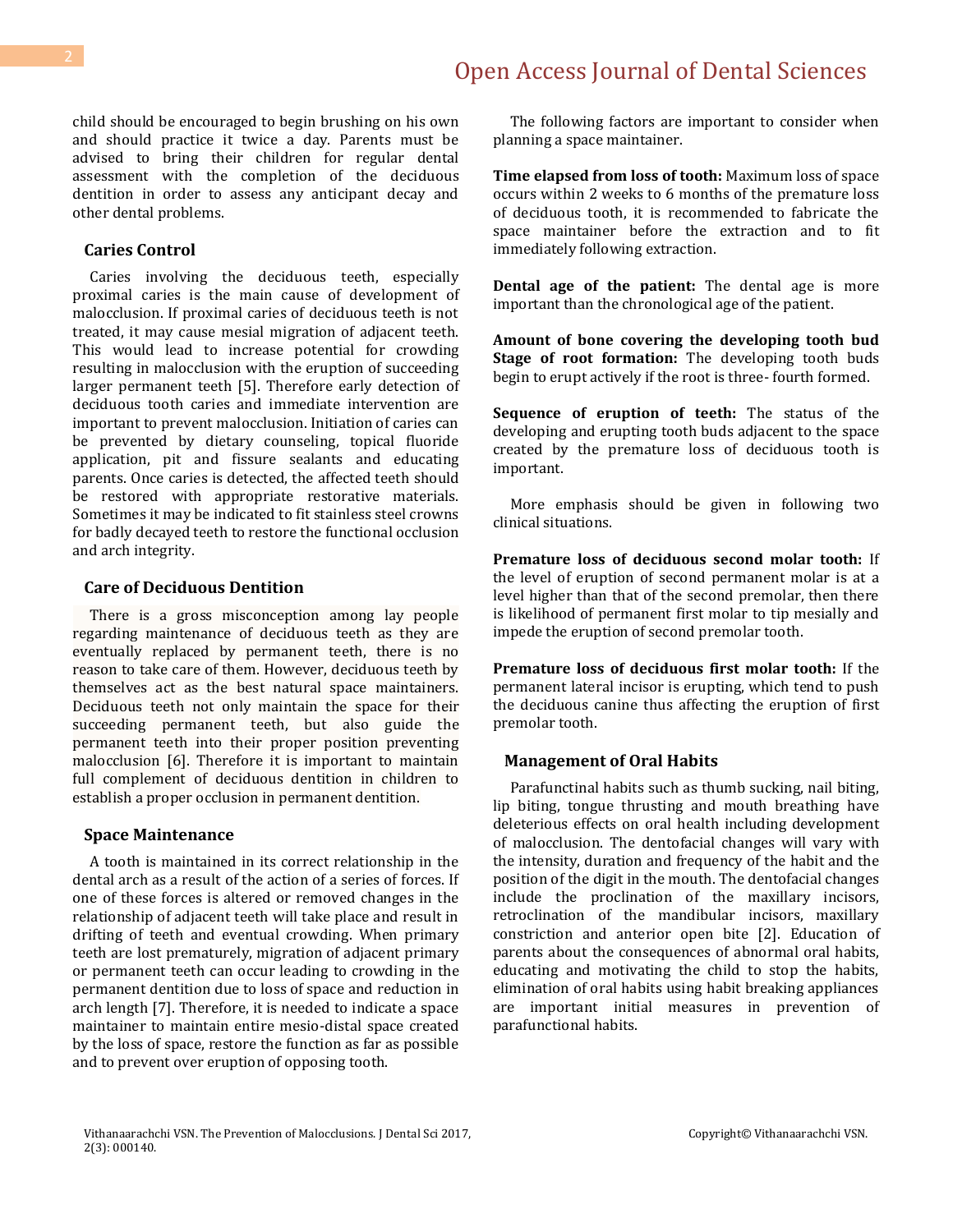child should be encouraged to begin brushing on his own and should practice it twice a day. Parents must be advised to bring their children for regular dental assessment with the completion of the deciduous dentition in order to assess any anticipant decay and other dental problems.

## Caries Control

Caries involving the deciduous teeth, especially proximal caries is the main cause of development of malocclusion. If proximal caries of deciduous teeth is not treated, it may cause mesial migration of adjacent teeth. This would lead to increase potential for crowding resulting in malocclusion with the eruption of succeeding larger permanent teeth [5]. Therefore early detection of deciduous tooth caries and immediate intervention are important to prevent malocclusion. Initiation of caries can be prevented by dietary counseling, topical fluoride application, pit and fissure sealants and educating parents. Once caries is detected, the affected teeth should be restored with appropriate restorative materials. Sometimes it may be indicated to fit stainless steel crowns for badly decayed teeth to restore the functional occlusion and arch integrity.

## Care of Deciduous Dentition

There is a gross misconception among lay people regarding maintenance of deciduous teeth as they are eventually replaced by permanent teeth, there is no reason to take care of them. However, deciduous teeth by themselves act as the best natural space maintainers. Deciduous teeth not only maintain the space for their succeeding permanent teeth, but also guide the permanent teeth into their proper position preventing malocclusion [6]. Therefore it is important to maintain full complement of deciduous dentition in children to establish a proper occlusion in permanent dentition.

## Space Maintenance

A tooth is maintained in its correct relationship in the dental arch as a result of the action of a series of forces. If one of these forces is altered or removed changes in the relationship of adjacent teeth will take place and result in drifting of teeth and eventual crowding. When primary teeth are lost prematurely, migration of adjacent primary or permanent teeth can occur leading to crowding in the permanent dentition due to loss of space and reduction in arch length [7]. Therefore, it is needed to indicate a space maintainer to maintain entire mesio-distal space created by the loss of space, restore the function as far as possible and to prevent over eruption of opposing tooth.

The following factors are important to consider when planning a space maintainer.

**Time elapsed from loss of tooth:** Maximum loss of space occurs within 2 weeks to 6 months of the premature loss of deciduous tooth, it is recommended to fabricate the space maintainer before the extraction and to fit immediately following extraction.

**Dental age of the patient:** The dental age is more important than the chronological age of the patient.

**Amount of bone covering the developing tooth bud Stage of root formation:** The developing tooth buds begin to erupt actively if the root is three- fourth formed.

**Sequence of eruption of teeth:** The status of the developing and erupting tooth buds adjacent to the space created by the premature loss of deciduous tooth is important.

More emphasis should be given in following two clinical situations.

**Premature loss of deciduous second molar tooth:** If the level of eruption of second permanent molar is at a level higher than that of the second premolar, then there is likelihood of permanent first molar to tip mesially and impede the eruption of second premolar tooth.

**Premature loss of deciduous first molar tooth:** If the permanent lateral incisor is erupting, which tend to push the deciduous canine thus affecting the eruption of first premolar tooth.

## Management of Oral Habits

Parafunctinal habits such as thumb sucking, nail biting, lip biting, tongue thrusting and mouth breathing have deleterious effects on oral health including development of malocclusion. The dentofacial changes will vary with the intensity, duration and frequency of the habit and the position of the digit in the mouth. The dentofacial changes include the proclination of the maxillary incisors, retroclination of the mandibular incisors, maxillary constriction and anterior open bite [2]. Education of parents about the consequences of abnormal oral habits, educating and motivating the child to stop the habits, elimination of oral habits using habit breaking appliances are important initial measures in prevention of parafunctional habits.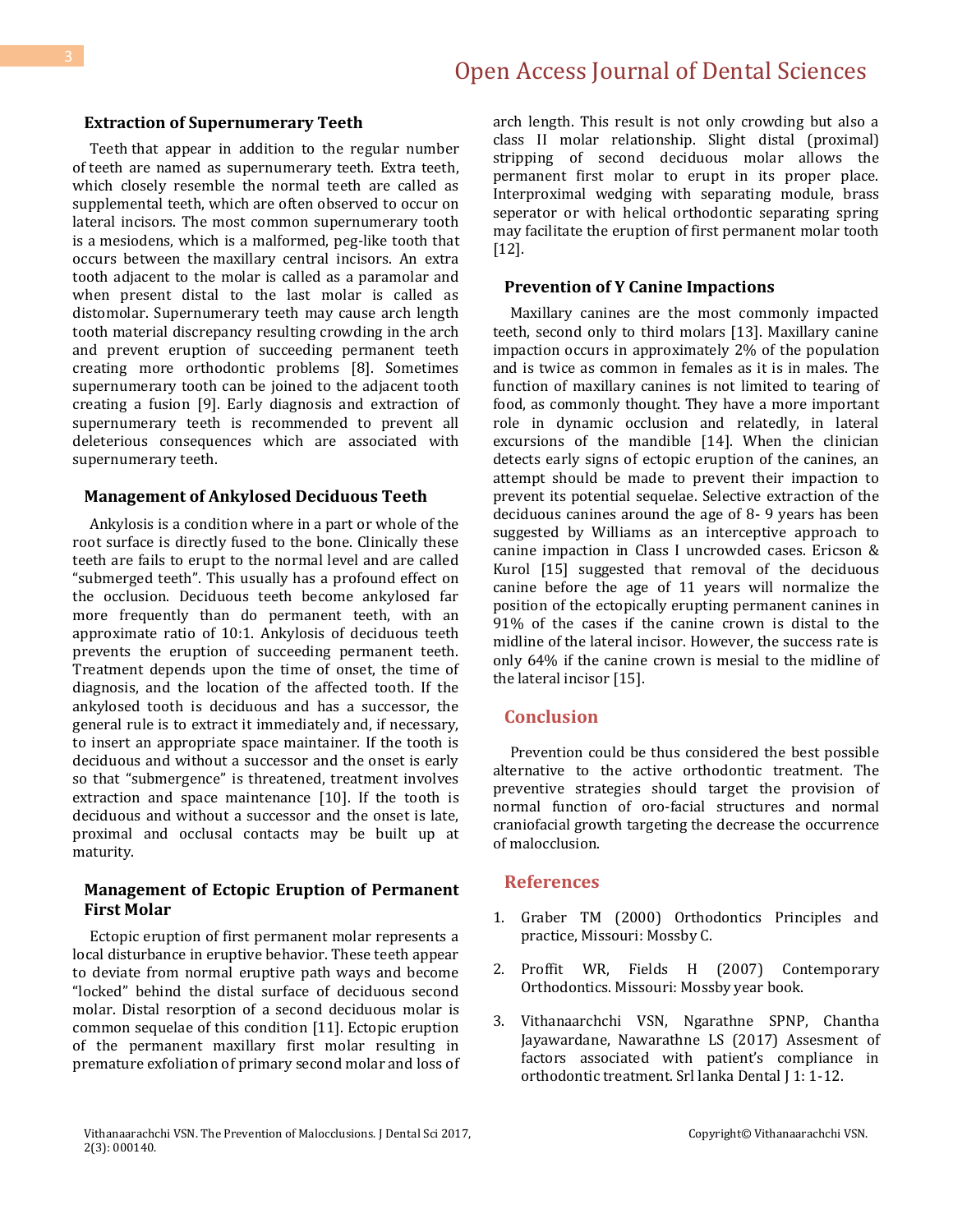### Extraction of Supernumerary Teeth

Teeth that appear in addition to the regular number of teeth are named as supernumerary teeth. Extra teeth, which closely resemble the normal teeth are called as supplemental teeth, which are often observed to occur on lateral incisors. The most common supernumerary tooth is a mesiodens, which is a malformed, peg-like tooth that occurs between the maxillary central incisors. An extra tooth adjacent to the molar is called as a paramolar and when present distal to the last molar is called as distomolar. Supernumerary teeth may cause arch length tooth material discrepancy resulting crowding in the arch and prevent eruption of succeeding permanent teeth creating more orthodontic problems [8]. Sometimes supernumerary tooth can be joined to the adjacent tooth creating a fusion [9]. Early diagnosis and extraction of supernumerary teeth is recommended to prevent all deleterious consequences which are associated with supernumerary teeth.

### Management of Ankylosed Deciduous Teeth

Ankylosis is a condition where in a part or whole of the root surface is directly fused to the bone. Clinically these teeth are fails to erupt to the normal level and are called "submerged teeth". This usually has a profound effect on the occlusion. Deciduous teeth become ankylosed far more frequently than do permanent teeth, with an approximate ratio of 10:1. Ankylosis of deciduous teeth prevents the eruption of succeeding permanent teeth. Treatment depends upon the time of onset, the time of diagnosis, and the location of the affected tooth. If the ankylosed tooth is deciduous and has a successor, the general rule is to extract it immediately and, if necessary, to insert an appropriate space maintainer. If the tooth is deciduous and without a successor and the onset is early so that "submergence" is threatened, treatment involves extraction and space maintenance [10]. If the tooth is deciduous and without a successor and the onset is late, proximal and occlusal contacts may be built up at maturity.

### Management of Ectopic Eruption of Permanent First Molar

Ectopic eruption of first permanent molar represents a local disturbance in eruptive behavior. These teeth appear to deviate from normal eruptive path ways and become "locked" behind the distal surface of deciduous second molar. Distal resorption of a second deciduous molar is common sequelae of this condition [11]. Ectopic eruption of the permanent maxillary first molar resulting in premature exfoliation of primary second molar and loss of arch length. This result is not only crowding but also a class II molar relationship. Slight distal (proximal) stripping of second deciduous molar allows the permanent first molar to erupt in its proper place. Interproximal wedging with separating module, brass seperator or with helical orthodontic separating spring may facilitate the eruption of first permanent molar tooth [12].

### Prevention of Y Canine Impactions

Maxillary canines are the most commonly impacted teeth, second only to third molars [13]. Maxillary canine impaction occurs in approximately 2% of the population and is twice as common in females as it is in males. The function of maxillary canines is not limited to tearing of food, as commonly thought. They have a more important role in dynamic occlusion and relatedly, in lateral excursions of the mandible [14]. When the clinician detects early signs of ectopic eruption of the canines, an attempt should be made to prevent their impaction to prevent its potential sequelae. Selective extraction of the deciduous canines around the age of 8- 9 years has been suggested by Williams as an interceptive approach to canine impaction in Class I uncrowded cases. Ericson & Kurol [15] suggested that removal of the deciduous canine before the age of 11 years will normalize the position of the ectopically erupting permanent canines in 91% of the cases if the canine crown is distal to the midline of the lateral incisor. However, the success rate is only 64% if the canine crown is mesial to the midline of the lateral incisor [15].

## Conclusion

Prevention could be thus considered the best possible alternative to the active orthodontic treatment. The preventive strategies should target the provision of normal function of oro-facial structures and normal craniofacial growth targeting the decrease the occurrence of malocclusion.

## References

1. Graber TM (2000) Orthodontics Principles and practice, Missouri: Mossby C.
2. Proffit WR, Fields H (2007) Contemporary Orthodontics. Missouri: Mossby year book.
3. Vithanaarchchi VSN, Ngarathne SPNP, Chantha Jayawardane, Nawarathne LS (2017) Assesment of factors associated with patient's compliance in orthodontic treatment. Srl lanka Dental J 1: 1-12.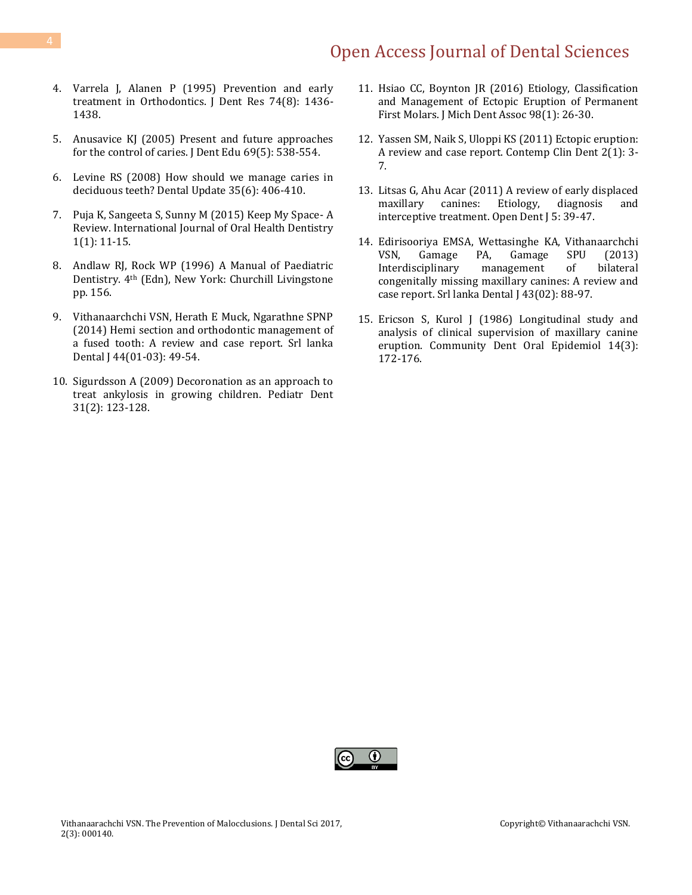4. Varrela J, Alanen P (1995) Prevention and early treatment in Orthodontics. J Dent Res 74(8): 1436-1438.

5. Anusavice KJ (2005) Present and future approaches for the control of caries. J Dent Edu 69(5): 538-554.

6. Levine RS (2008) How should we manage caries in deciduous teeth? Dental Update 35(6): 406-410.

7. Puja K, Sangeeta S, Sunny M (2015) Keep My Space- A Review. International Journal of Oral Health Dentistry 1(1): 11-15.

8. Andlaw RJ, Rock WP (1996) A Manual of Paediatric Dentistry. 4th (Edn), New York: Churchill Livingstone pp. 156.

9. Vithanaarchchi VSN, Herath E Muck, Ngarathne SPNP (2014) Hemi section and orthodontic management of a fused tooth: A review and case report. Srl lanka Dental J 44(01-03): 49-54.

10. Sigurdsson A (2009) Decoronation as an approach to treat ankylosis in growing children. Pediatr Dent 31(2): 123-128.

11. Hsiao CC, Boynton JR (2016) Etiology, Classification and Management of Ectopic Eruption of Permanent First Molars. J Mich Dent Assoc 98(1): 26-30.

12. Yassen SM, Naik S, Uloppi KS (2011) Ectopic eruption: A review and case report. Contemp Clin Dent 2(1): 3-7.

13. Litsas G, Ahu Acar (2011) A review of early displaced maxillary canines: Etiology, diagnosis and interceptive treatment. Open Dent J 5: 39-47.

14. Edirisooriya EMSA, Wettasinghe KA, Vithanaarchchi VSN, Gamage PA, Gamage SPU (2013) Interdisciplinary management of bilateral congenitally missing maxillary canines: A review and case report. Srl lanka Dental J 43(02): 88-97.

15. Ericson S, Kurol J (1986) Longitudinal study and analysis of clinical supervision of maxillary canine eruption. Community Dent Oral Epidemiol 14(3): 172-176.